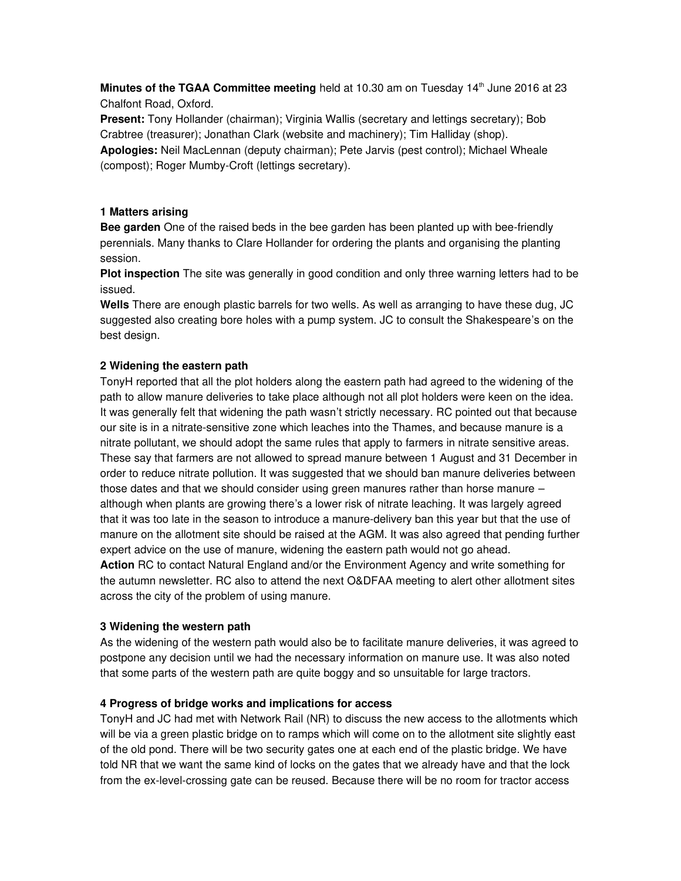**Minutes of the TGAA Committee meeting** held at 10.30 am on Tuesday 14th June 2016 at 23 Chalfont Road, Oxford.

**Present:** Tony Hollander (chairman); Virginia Wallis (secretary and lettings secretary); Bob Crabtree (treasurer); Jonathan Clark (website and machinery); Tim Halliday (shop).

**Apologies:** Neil MacLennan (deputy chairman); Pete Jarvis (pest control); Michael Wheale (compost); Roger Mumby-Croft (lettings secretary).

**1 Matters arising**

**Bee garden** One of the raised beds in the bee garden has been planted up with bee-friendly perennials. Many thanks to Clare Hollander for ordering the plants and organising the planting session.

**Plot inspection** The site was generally in good condition and only three warning letters had to be issued.

**Wells** There are enough plastic barrels for two wells. As well as arranging to have these dug, JC suggested also creating bore holes with a pump system. JC to consult the Shakespeare's on the best design.

**2 Widening the eastern path**

TonyH reported that all the plot holders along the eastern path had agreed to the widening of the path to allow manure deliveries to take place although not all plot holders were keen on the idea. It was generally felt that widening the path wasn't strictly necessary. RC pointed out that because our site is in a nitrate-sensitive zone which leaches into the Thames, and because manure is a nitrate pollutant, we should adopt the same rules that apply to farmers in nitrate sensitive areas. These say that farmers are not allowed to spread manure between 1 August and 31 December in order to reduce nitrate pollution. It was suggested that we should ban manure deliveries between those dates and that we should consider using green manures rather than horse manure – although when plants are growing there's a lower risk of nitrate leaching. It was largely agreed that it was too late in the season to introduce a manure-delivery ban this year but that the use of manure on the allotment site should be raised at the AGM. It was also agreed that pending further expert advice on the use of manure, widening the eastern path would not go ahead.

**Action** RC to contact Natural England and/or the Environment Agency and write something for the autumn newsletter. RC also to attend the next O&DFAA meeting to alert other allotment sites across the city of the problem of using manure.

**3 Widening the western path**

As the widening of the western path would also be to facilitate manure deliveries, it was agreed to postpone any decision until we had the necessary information on manure use. It was also noted that some parts of the western path are quite boggy and so unsuitable for large tractors.

**4 Progress of bridge works and implications for access**

TonyH and JC had met with Network Rail (NR) to discuss the new access to the allotments which will be via a green plastic bridge on to ramps which will come on to the allotment site slightly east of the old pond. There will be two security gates one at each end of the plastic bridge. We have told NR that we want the same kind of locks on the gates that we already have and that the lock from the ex-level-crossing gate can be reused. Because there will be no room for tractor access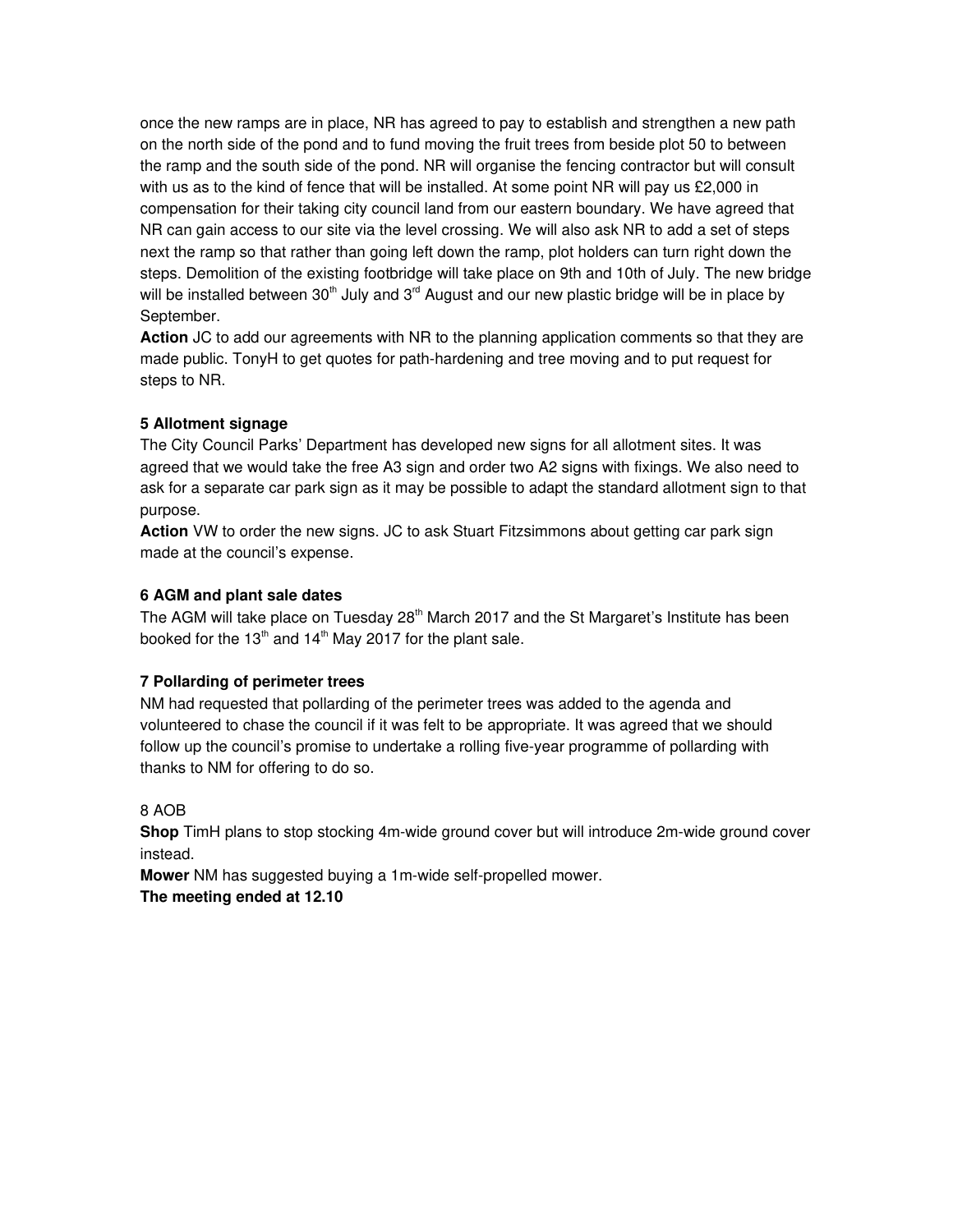once the new ramps are in place, NR has agreed to pay to establish and strengthen a new path on the north side of the pond and to fund moving the fruit trees from beside plot 50 to between the ramp and the south side of the pond. NR will organise the fencing contractor but will consult with us as to the kind of fence that will be installed. At some point NR will pay us £2,000 in compensation for their taking city council land from our eastern boundary. We have agreed that NR can gain access to our site via the level crossing. We will also ask NR to add a set of steps next the ramp so that rather than going left down the ramp, plot holders can turn right down the steps. Demolition of the existing footbridge will take place on 9th and 10th of July. The new bridge will be installed between 30th July and 3rd August and our new plastic bridge will be in place by September.

**Action** JC to add our agreements with NR to the planning application comments so that they are made public. TonyH to get quotes for path-hardening and tree moving and to put request for steps to NR.

**5 Allotment signage**

The City Council Parks' Department has developed new signs for all allotment sites. It was agreed that we would take the free A3 sign and order two A2 signs with fixings. We also need to ask for a separate car park sign as it may be possible to adapt the standard allotment sign to that purpose.

**Action** VW to order the new signs. JC to ask Stuart Fitzsimmons about getting car park sign made at the council's expense.

**6 AGM and plant sale dates**

The AGM will take place on Tuesday 28th March 2017 and the St Margaret's Institute has been booked for the 13th and 14th May 2017 for the plant sale.

**7 Pollarding of perimeter trees**

NM had requested that pollarding of the perimeter trees was added to the agenda and volunteered to chase the council if it was felt to be appropriate. It was agreed that we should follow up the council's promise to undertake a rolling five-year programme of pollarding with thanks to NM for offering to do so.

8 AOB

**Shop** TimH plans to stop stocking 4m-wide ground cover but will introduce 2m-wide ground cover instead.

**Mower** NM has suggested buying a 1m-wide self-propelled mower.

**The meeting ended at 12.10**